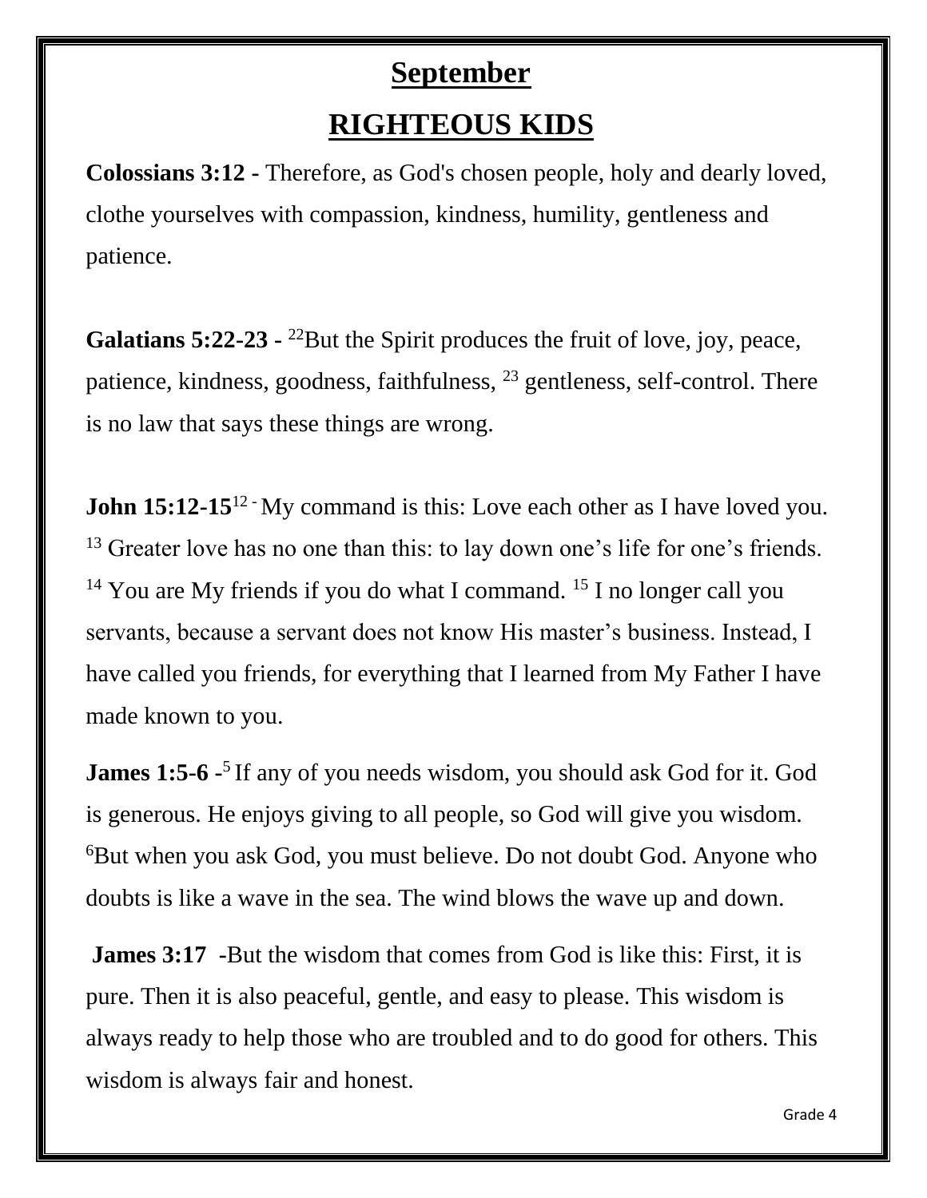# September

# RIGHTEOUS KIDS

**Colossians 3:12** - Therefore, as God's chosen people, holy and dearly loved, clothe yourselves with compassion, kindness, humility, gentleness and patience.

**Galatians 5:22-23 -** [22]But the Spirit produces the fruit of love, joy, peace, patience, kindness, goodness, faithfulness, [23] gentleness, self-control. There is no law that says these things are wrong.

**John 15:12-15**[12] - My command is this: Love each other as I have loved you. [13] Greater love has no one than this: to lay down one's life for one's friends. [14] You are My friends if you do what I command. [15] I no longer call you servants, because a servant does not know His master's business. Instead, I have called you friends, for everything that I learned from My Father I have made known to you.

**James 1:5-6 -**[5] If any of you needs wisdom, you should ask God for it. God is generous. He enjoys giving to all people, so God will give you wisdom. [6]But when you ask God, you must believe. Do not doubt God. Anyone who doubts is like a wave in the sea. The wind blows the wave up and down.

**James 3:17** -But the wisdom that comes from God is like this: First, it is pure. Then it is also peaceful, gentle, and easy to please. This wisdom is always ready to help those who are troubled and to do good for others. This wisdom is always fair and honest.

Grade 4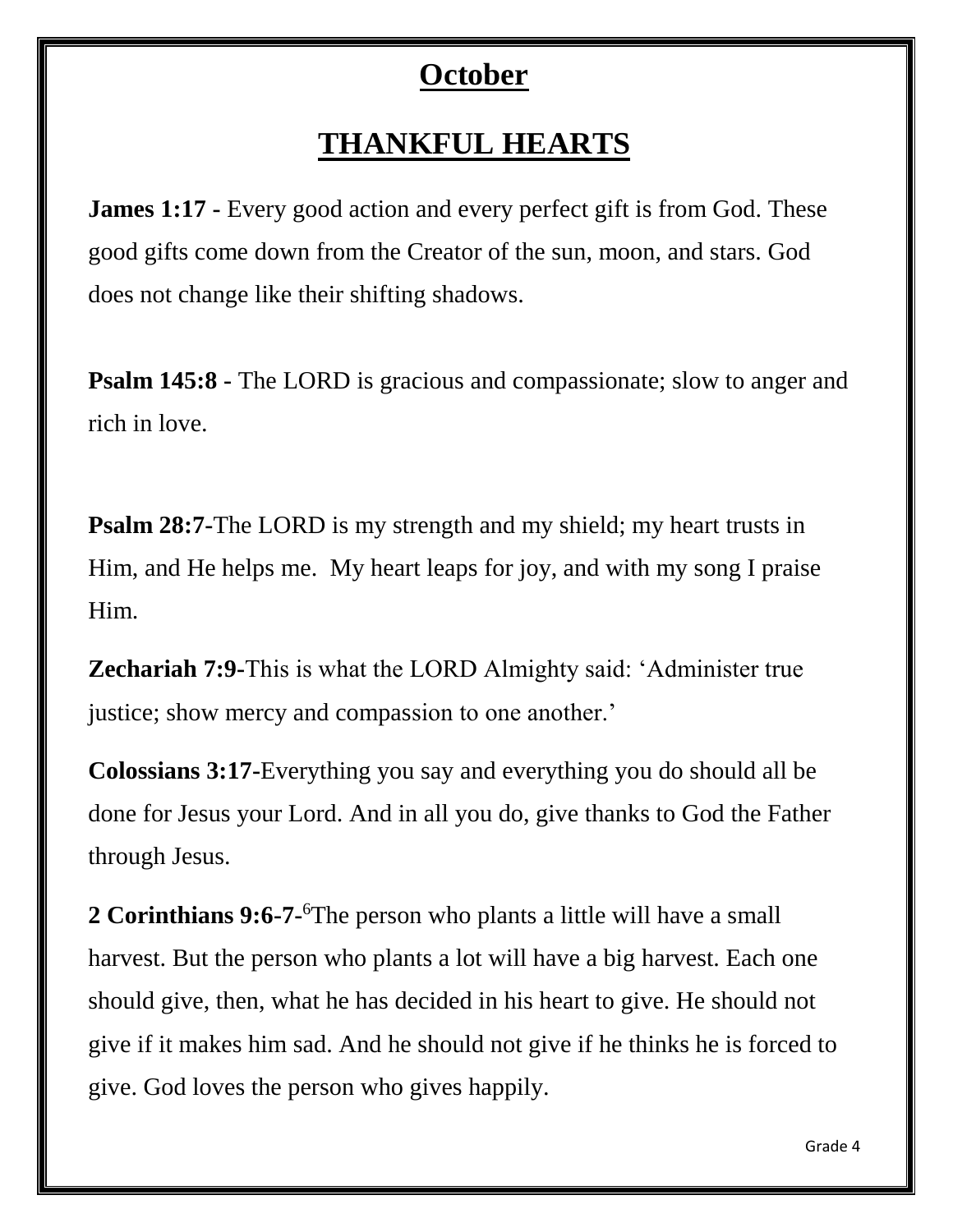# October

## THANKFUL HEARTS

**James 1:17 -** Every good action and every perfect gift is from God. These good gifts come down from the Creator of the sun, moon, and stars. God does not change like their shifting shadows.

**Psalm 145:8 -** The LORD is gracious and compassionate; slow to anger and rich in love.

**Psalm 28:7-**The LORD is my strength and my shield; my heart trusts in Him, and He helps me. My heart leaps for joy, and with my song I praise Him.

**Zechariah 7:9-**This is what the LORD Almighty said: 'Administer true justice; show mercy and compassion to one another.'

**Colossians 3:17-**Everything you say and everything you do should all be done for Jesus your Lord. And in all you do, give thanks to God the Father through Jesus.

**2 Corinthians 9:6-7-**[6]The person who plants a little will have a small harvest. But the person who plants a lot will have a big harvest. Each one should give, then, what he has decided in his heart to give. He should not give if it makes him sad. And he should not give if he thinks he is forced to give. God loves the person who gives happily.

Grade 4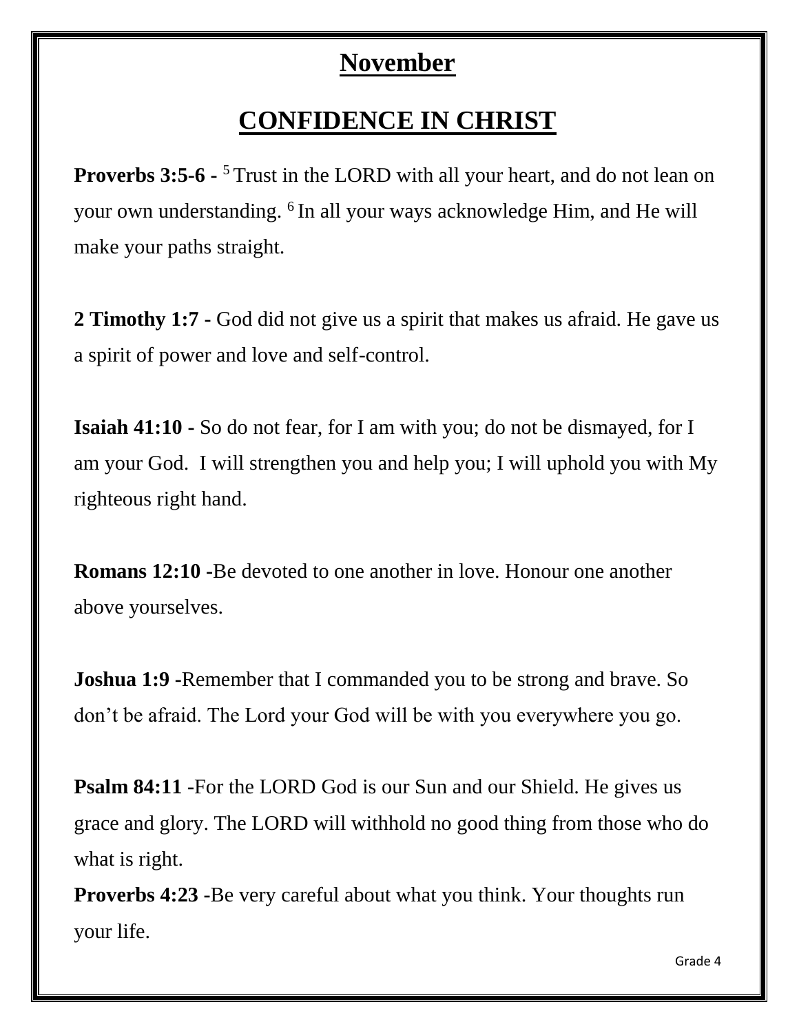# November

## CONFIDENCE IN CHRIST

**Proverbs 3:5-6 -** [5] Trust in the LORD with all your heart, and do not lean on your own understanding. [6] In all your ways acknowledge Him, and He will make your paths straight.

**2 Timothy 1:7 -** God did not give us a spirit that makes us afraid. He gave us a spirit of power and love and self-control.

**Isaiah 41:10 -** So do not fear, for I am with you; do not be dismayed, for I am your God. I will strengthen you and help you; I will uphold you with My righteous right hand.

**Romans 12:10 -**Be devoted to one another in love. Honour one another above yourselves.

**Joshua 1:9 -**Remember that I commanded you to be strong and brave. So don't be afraid. The Lord your God will be with you everywhere you go.

**Psalm 84:11 -**For the LORD God is our Sun and our Shield. He gives us grace and glory. The LORD will withhold no good thing from those who do what is right.

**Proverbs 4:23 -**Be very careful about what you think. Your thoughts run your life.

Grade 4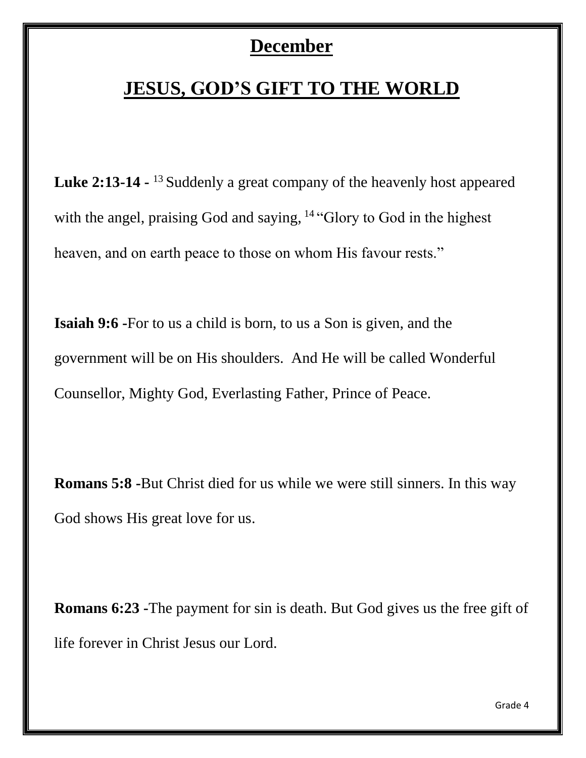# December

## JESUS, GOD'S GIFT TO THE WORLD

**Luke 2:13-14 -** [13] Suddenly a great company of the heavenly host appeared with the angel, praising God and saying, [14] "Glory to God in the highest heaven, and on earth peace to those on whom His favour rests."

**Isaiah 9:6 -**For to us a child is born, to us a Son is given, and the government will be on His shoulders. And He will be called Wonderful Counsellor, Mighty God, Everlasting Father, Prince of Peace.

**Romans 5:8 -**But Christ died for us while we were still sinners. In this way God shows His great love for us.

**Romans 6:23 -**The payment for sin is death. But God gives us the free gift of life forever in Christ Jesus our Lord.

Grade 4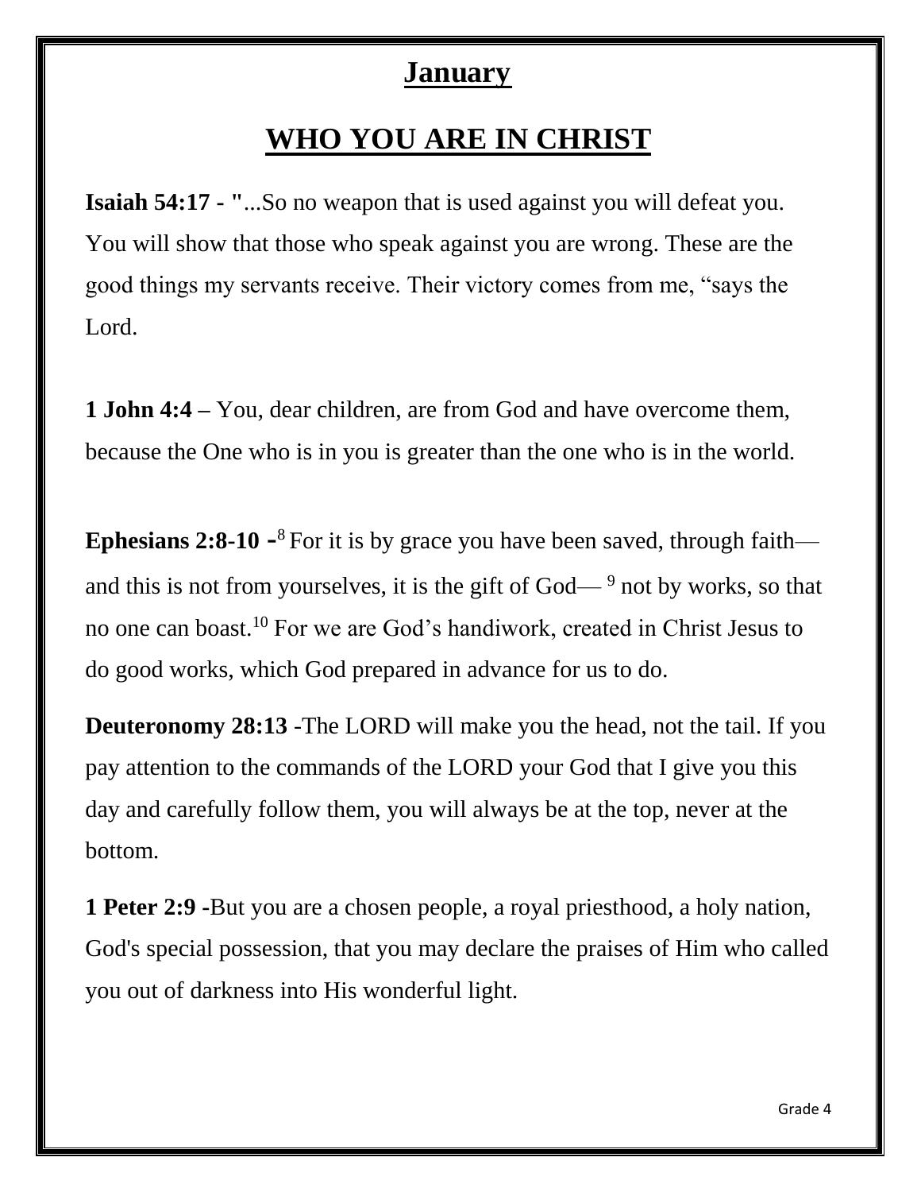# January

## WHO YOU ARE IN CHRIST

**Isaiah 54:17 - "**...So no weapon that is used against you will defeat you. You will show that those who speak against you are wrong. These are the good things my servants receive. Their victory comes from me, "says the Lord.

**1 John 4:4 –** You, dear children, are from God and have overcome them, because the One who is in you is greater than the one who is in the world.

**Ephesians 2:8-10 -**[8] For it is by grace you have been saved, through faith— and this is not from yourselves, it is the gift of God— [9] not by works, so that no one can boast.[10] For we are God's handiwork, created in Christ Jesus to do good works, which God prepared in advance for us to do.

**Deuteronomy 28:13** -The LORD will make you the head, not the tail. If you pay attention to the commands of the LORD your God that I give you this day and carefully follow them, you will always be at the top, never at the bottom.

**1 Peter 2:9 -**But you are a chosen people, a royal priesthood, a holy nation, God's special possession, that you may declare the praises of Him who called you out of darkness into His wonderful light.

Grade 4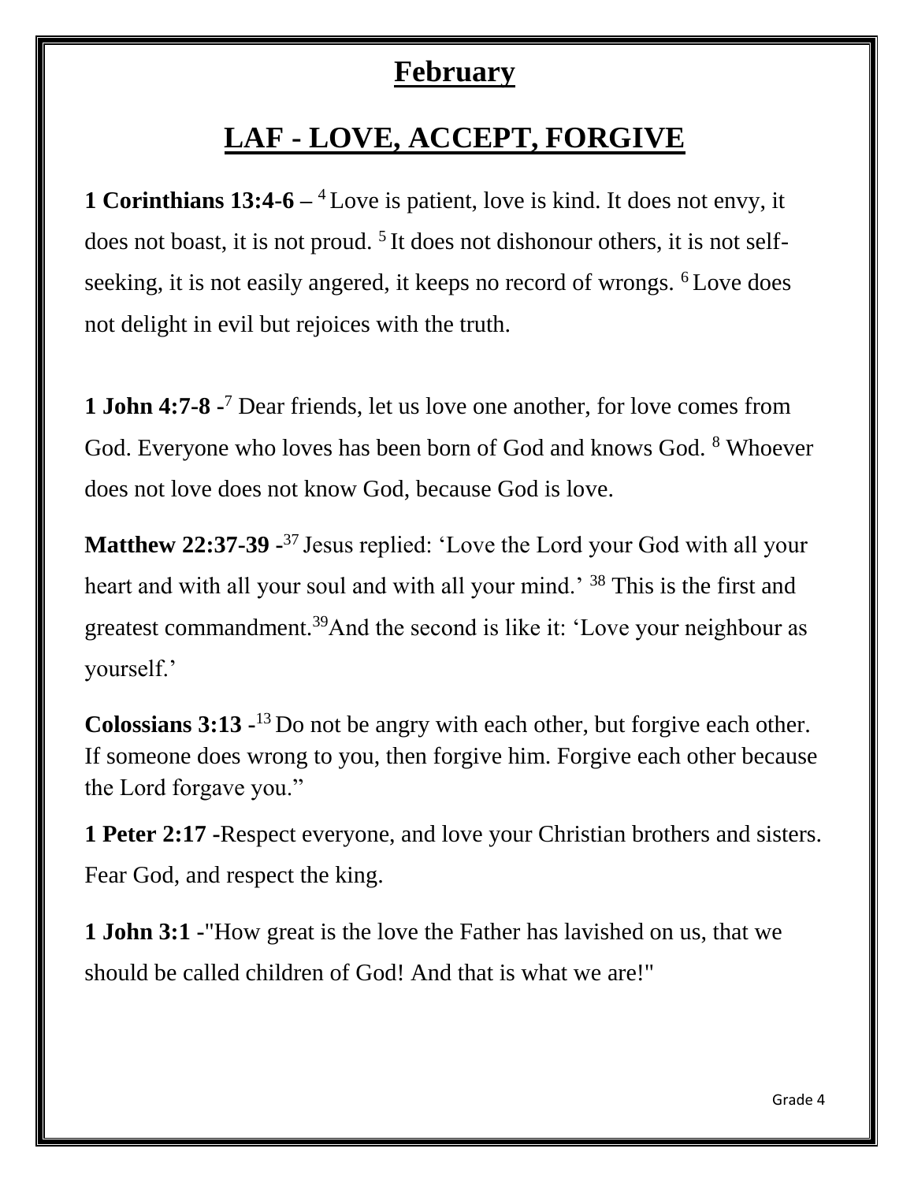# February

## LAF - LOVE, ACCEPT, FORGIVE

**1 Corinthians 13:4-6 –** [4] Love is patient, love is kind. It does not envy, it does not boast, it is not proud. [5] It does not dishonour others, it is not self-seeking, it is not easily angered, it keeps no record of wrongs. [6] Love does not delight in evil but rejoices with the truth.

**1 John 4:7-8 -**[7] Dear friends, let us love one another, for love comes from God. Everyone who loves has been born of God and knows God. [8] Whoever does not love does not know God, because God is love.

**Matthew 22:37-39 -**[37] Jesus replied: 'Love the Lord your God with all your heart and with all your soul and with all your mind.' [38] This is the first and greatest commandment.[39]And the second is like it: 'Love your neighbour as yourself.'

**Colossians 3:13 -**[13] Do not be angry with each other, but forgive each other. If someone does wrong to you, then forgive him. Forgive each other because the Lord forgave you."

**1 Peter 2:17 -**Respect everyone, and love your Christian brothers and sisters. Fear God, and respect the king.

**1 John 3:1 -**"How great is the love the Father has lavished on us, that we should be called children of God! And that is what we are!"

Grade 4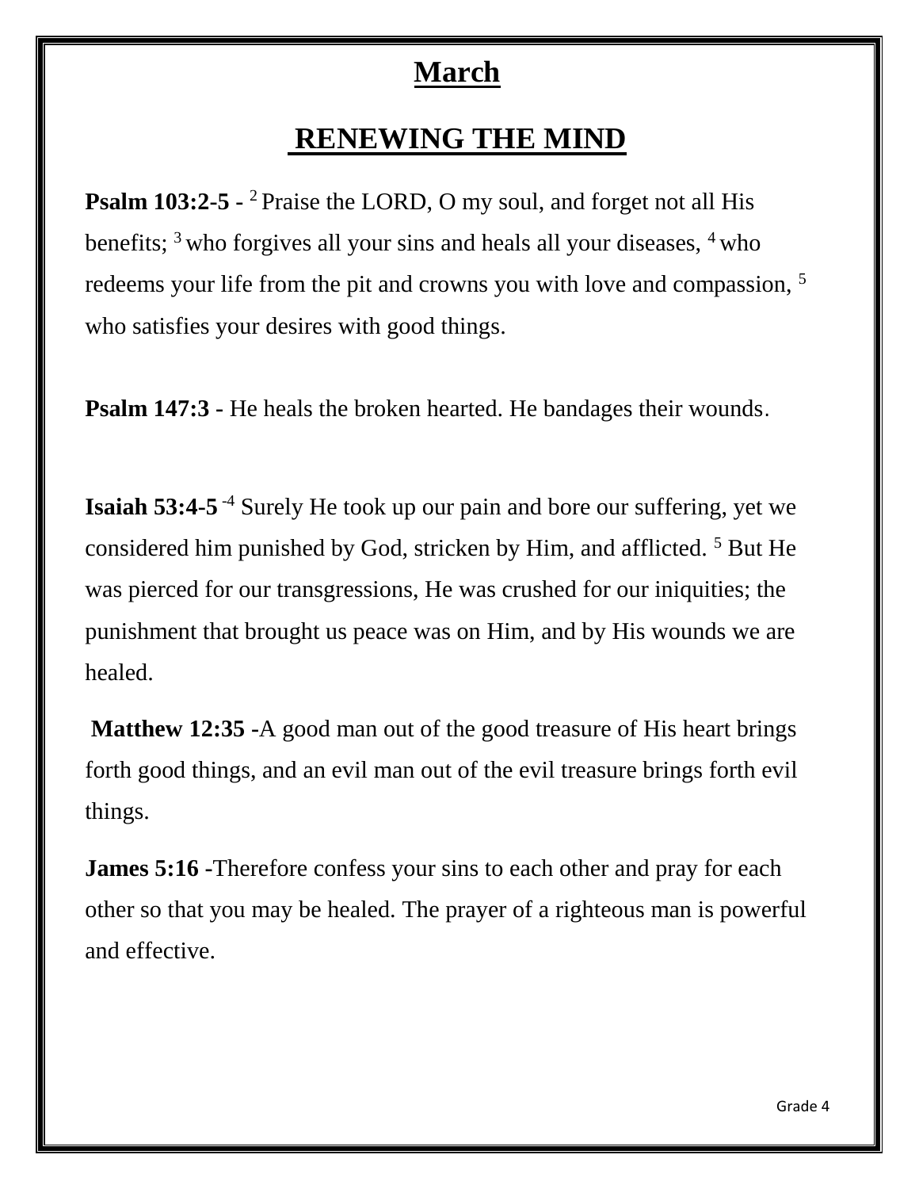# March

## RENEWING THE MIND

**Psalm 103:2-5 -** [2] Praise the LORD, O my soul, and forget not all His benefits; [3] who forgives all your sins and heals all your diseases, [4] who redeems your life from the pit and crowns you with love and compassion, [5] who satisfies your desires with good things.

**Psalm 147:3 -** He heals the broken hearted. He bandages their wounds.

**Isaiah 53:4-5** -[4] Surely He took up our pain and bore our suffering, yet we considered him punished by God, stricken by Him, and afflicted. [5] But He was pierced for our transgressions, He was crushed for our iniquities; the punishment that brought us peace was on Him, and by His wounds we are healed.

**Matthew 12:35 -**A good man out of the good treasure of His heart brings forth good things, and an evil man out of the evil treasure brings forth evil things.

**James 5:16 -**Therefore confess your sins to each other and pray for each other so that you may be healed. The prayer of a righteous man is powerful and effective.

Grade 4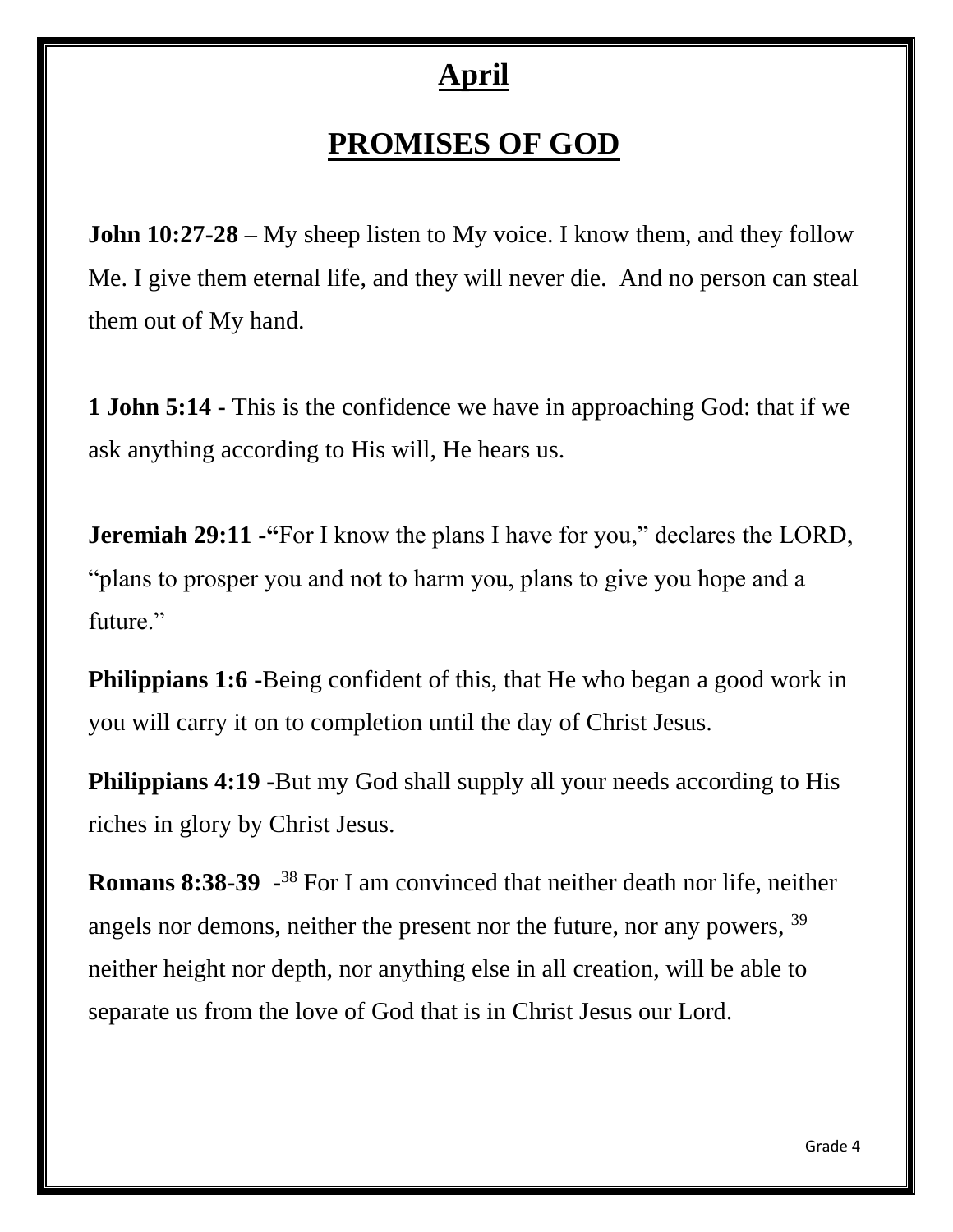# April

## PROMISES OF GOD

**John 10:27-28 –** My sheep listen to My voice. I know them, and they follow Me. I give them eternal life, and they will never die. And no person can steal them out of My hand.

**1 John 5:14 -** This is the confidence we have in approaching God: that if we ask anything according to His will, He hears us.

**Jeremiah 29:11 -"**For I know the plans I have for you," declares the LORD, "plans to prosper you and not to harm you, plans to give you hope and a future."

**Philippians 1:6 -**Being confident of this, that He who began a good work in you will carry it on to completion until the day of Christ Jesus.

**Philippians 4:19 -**But my God shall supply all your needs according to His riches in glory by Christ Jesus.

**Romans 8:38-39 -**[38] For I am convinced that neither death nor life, neither angels nor demons, neither the present nor the future, nor any powers, [39] neither height nor depth, nor anything else in all creation, will be able to separate us from the love of God that is in Christ Jesus our Lord.

Grade 4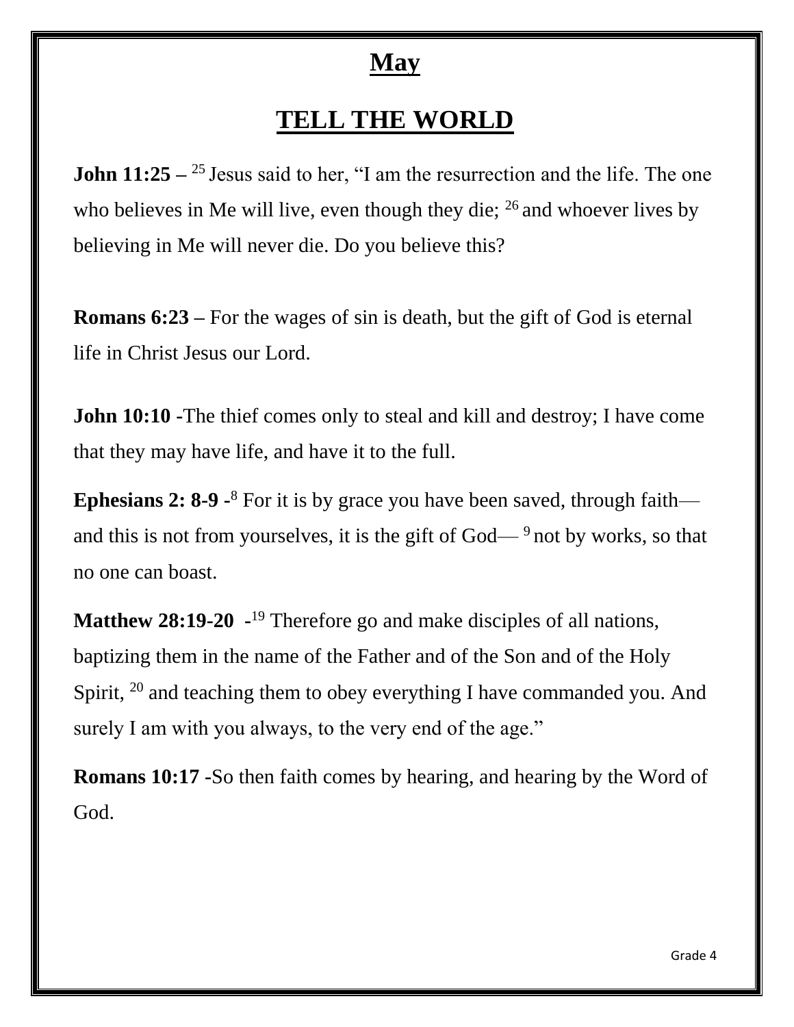# May

## TELL THE WORLD

**John 11:25 –** [25] Jesus said to her, "I am the resurrection and the life. The one who believes in Me will live, even though they die; [26] and whoever lives by believing in Me will never die. Do you believe this?

**Romans 6:23 –** For the wages of sin is death, but the gift of God is eternal life in Christ Jesus our Lord.

**John 10:10 -**The thief comes only to steal and kill and destroy; I have come that they may have life, and have it to the full.

**Ephesians 2: 8-9 -**[8] For it is by grace you have been saved, through faith—and this is not from yourselves, it is the gift of God— [9] not by works, so that no one can boast.

**Matthew 28:19-20 -**[19] Therefore go and make disciples of all nations, baptizing them in the name of the Father and of the Son and of the Holy Spirit, [20] and teaching them to obey everything I have commanded you. And surely I am with you always, to the very end of the age."

**Romans 10:17 -**So then faith comes by hearing, and hearing by the Word of God.

Grade 4